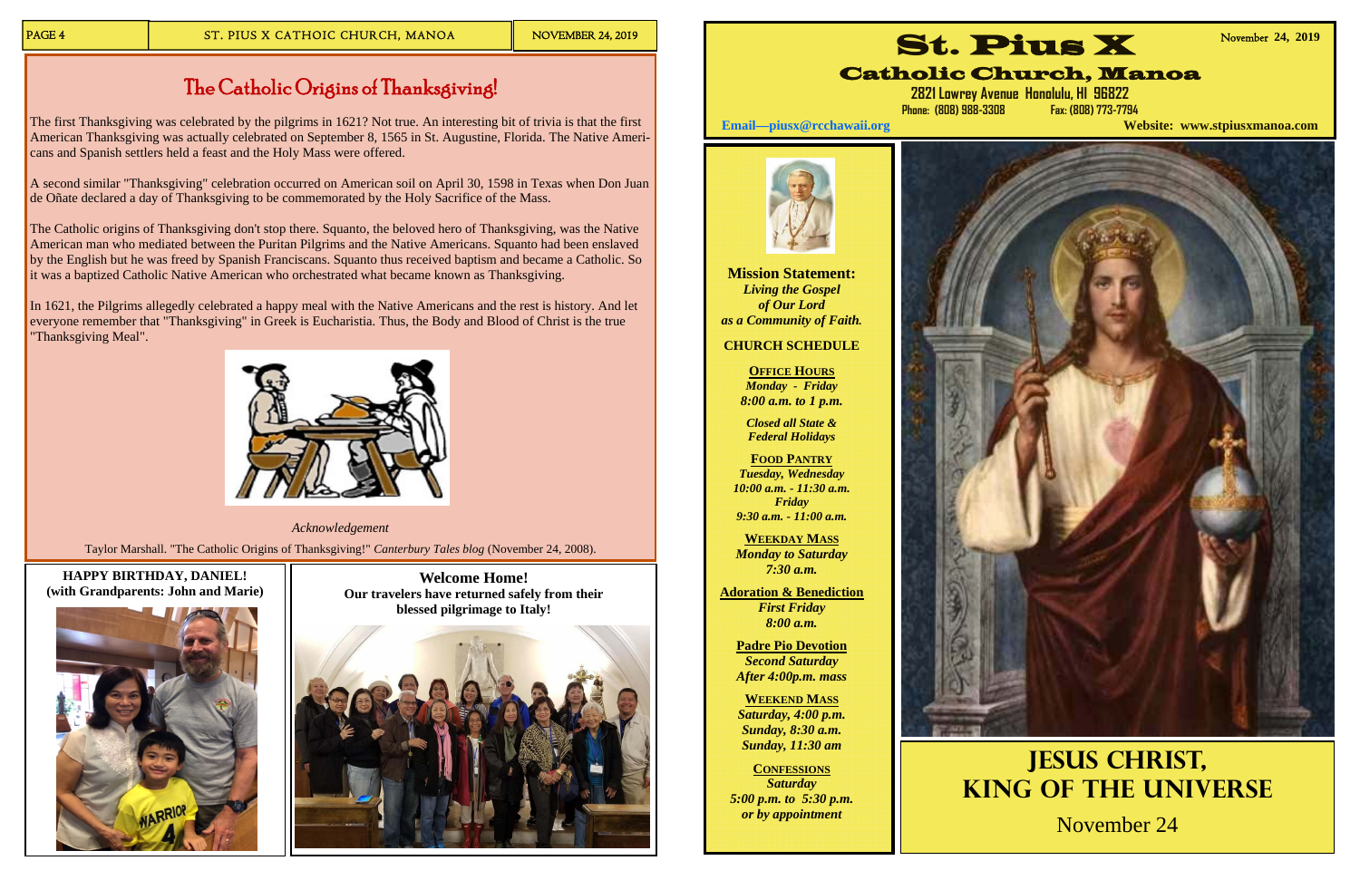# The Catholic Origins of Thanksgiving!

The first Thanksgiving was celebrated by the pilgrims in 1621? Not true. An interesting bit of trivia is that the first American Thanksgiving was actually celebrated on September 8, 1565 in St. Augustine, Florida. The Native Americans and Spanish settlers held a feast and the Holy Mass were offered.

A second similar "Thanksgiving" celebration occurred on American soil on April 30, 1598 in Texas when Don Juan de Oñate declared a day of Thanksgiving to be commemorated by the Holy Sacrifice of the Mass.

The Catholic origins of Thanksgiving don't stop there. Squanto, the beloved hero of Thanksgiving, was the Native American man who mediated between the Puritan Pilgrims and the Native Americans. Squanto had been enslaved by the English but he was freed by Spanish Franciscans. Squanto thus received baptism and became a Catholic. So it was a baptized Catholic Native American who orchestrated what became known as Thanksgiving.

In 1621, the Pilgrims allegedly celebrated a happy meal with the Native Americans and the rest is history. And let everyone remember that "Thanksgiving" in Greek is Eucharistia. Thus, the Body and Blood of Christ is the true "Thanksgiving Meal".

*Acknowledgement*

Taylor Marshall. "The Catholic Origins of Thanksgiving!" *Canterbury Tales blog* (November 24, 2008).

**HAPPY BIRTHDAY, DANIEL!**
**(with Grandparents: John and Marie)**

**Welcome Home!**
**Our travelers have returned safely from their blessed pilgrimage to Italy!**

# St. Pius X
## Catholic Church, Manoa

November 24, 2019

2821 Lowrey Avenue Honolulu, HI 96822
Phone: (808) 988-3308 Fax: (808) 773-7794

Email—piusx@rcchawaii.org

Website: www.stpiusxmanoa.com

**Mission Statement:**
***Living the Gospel of Our Lord as a Community of Faith.***

**CHURCH SCHEDULE**

**Office Hours**
*Monday - Friday*
*8:00 a.m. to 1 p.m.*

*Closed all State & Federal Holidays*

**Food Pantry**
*Tuesday, Wednesday*
*10:00 a.m. - 11:30 a.m.*
*Friday*
*9:30 a.m. - 11:00 a.m.*

**Weekday Mass**
*Monday to Saturday*
*7:30 a.m.*

**Adoration & Benediction**
*First Friday*
*8:00 a.m.*

**Padre Pio Devotion**
*Second Saturday*
*After 4:00p.m. mass*

**Weekend Mass**
*Saturday, 4:00 p.m.*
*Sunday, 8:30 a.m.*
*Sunday, 11:30 am*

**Confessions**
*Saturday*
*5:00 p.m. to 5:30 p.m.*
*or by appointment*

# Jesus Christ, King of the Universe

November 24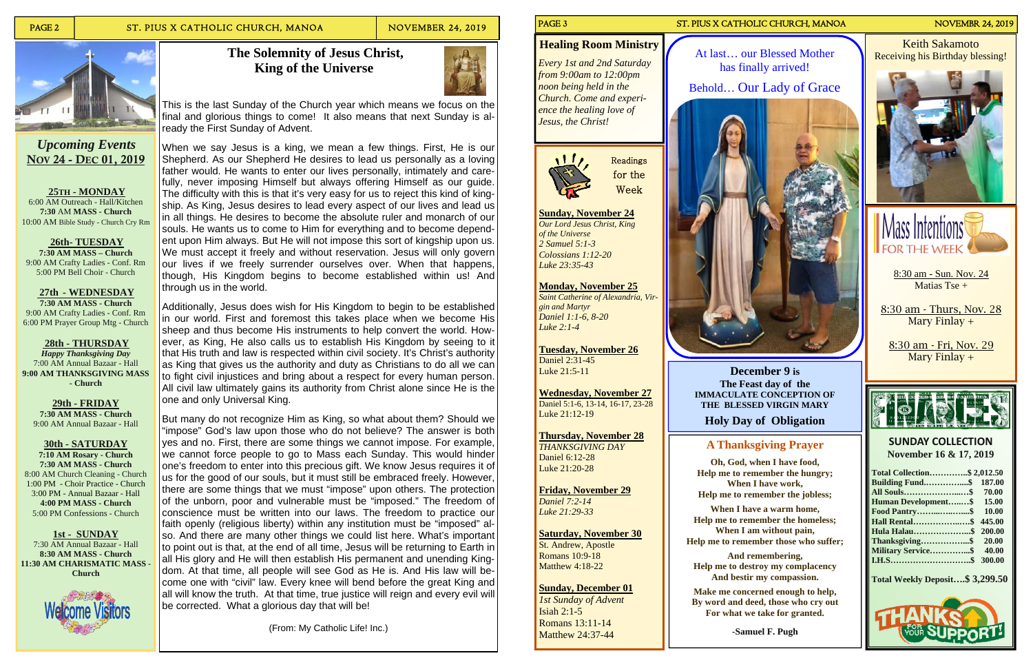## Upcoming Events
**Nov 24 - Dec 01, 2019**

**25th - MONDAY**
6:00 AM Outreach - Hall/Kitchen
**7:30 AM MASS - Church**
10:00 AM Bible Study - Church Cry Rm

**26th- TUESDAY**
**7:30 AM MASS – Church**
9:00 AM Crafty Ladies - Conf. Rm
5:00 PM Bell Choir - Church

**27th - WEDNESDAY**
**7:30 AM MASS - Church**
9:00 AM Crafty Ladies - Conf. Rm
6:00 PM Prayer Group Mtg - Church

**28th - THURSDAY**
***Happy Thanksgiving Day***
7:00 AM Annual Bazaar - Hall
**9:00 AM THANKSGIVING MASS - Church**

**29th - FRIDAY**
**7:30 AM MASS - Church**
9:00 AM Annual Bazaar - Hall

**30th - SATURDAY**
**7:10 AM Rosary - Church**
**7:30 AM MASS - Church**
8:00 AM Church Cleaning - Church
1:00 PM - Choir Practice - Church
3:00 PM - Annual Bazaar - Hall
**4:00 PM MASS - Church**
5:00 PM Confessions - Church

**1st - SUNDAY**
7:30 AM Annual Bazaar - Hall
**8:30 AM MASS - Church**
**11:30 AM CHARISMATIC MASS - Church**

Welcome Visitors

# The Solemnity of Jesus Christ, King of the Universe

This is the last Sunday of the Church year which means we focus on the final and glorious things to come! It also means that next Sunday is already the First Sunday of Advent.

When we say Jesus is a king, we mean a few things. First, He is our Shepherd. As our Shepherd He desires to lead us personally as a loving father would. He wants to enter our lives personally, intimately and carefully, never imposing Himself but always offering Himself as our guide. The difficulty with this is that it's very easy for us to reject this kind of kingship. As King, Jesus desires to lead every aspect of our lives and lead us in all things. He desires to become the absolute ruler and monarch of our souls. He wants us to come to Him for everything and to become dependent upon Him always. But He will not impose this sort of kingship upon us. We must accept it freely and without reservation. Jesus will only govern our lives if we freely surrender ourselves over. When that happens, though, His Kingdom begins to become established within us! And through us in the world.

Additionally, Jesus does wish for His Kingdom to begin to be established in our world. First and foremost this takes place when we become His sheep and thus become His instruments to help convert the world. However, as King, He also calls us to establish His Kingdom by seeing to it that His truth and law is respected within civil society. It's Christ's authority as King that gives us the authority and duty as Christians to do all we can to fight civil injustices and bring about a respect for every human person. All civil law ultimately gains its authority from Christ alone since He is the one and only Universal King.

But many do not recognize Him as King, so what about them? Should we "impose" God's law upon those who do not believe? The answer is both yes and no. First, there are some things we cannot impose. For example, we cannot force people to go to Mass each Sunday. This would hinder one's freedom to enter into this precious gift. We know Jesus requires it of us for the good of our souls, but it must still be embraced freely. However, there are some things that we must "impose" upon others. The protection of the unborn, poor and vulnerable must be "imposed." The freedom of conscience must be written into our laws. The freedom to practice our faith openly (religious liberty) within any institution must be "imposed" also. And there are many other things we could list here. What's important to point out is that, at the end of all time, Jesus will be returning to Earth in all His glory and He will then establish His permanent and unending Kingdom. At that time, all people will see God as He is. And His law will become one with "civil" law. Every knee will bend before the great King and all will know the truth. At that time, true justice will reign and every evil will be corrected. What a glorious day that will be!

(From: My Catholic Life! Inc.)

## Healing Room Ministry

*Every 1st and 2nd Saturday from 9:00am to 12:00pm noon being held in the Church. Come and experience the healing love of Jesus, the Christ!*

## Readings for the Week

**Sunday, November 24**
*Our Lord Jesus Christ, King of the Universe*
*2 Samuel 5:1-3*
*Colossians 1:12-20*
*Luke 23:35-43*

**Monday, November 25**
*Saint Catherine of Alexandria, Virgin and Martyr*
*Daniel 1:1-6, 8-20*
*Luke 2:1-4*

**Tuesday, November 26**
Daniel 2:31-45
Luke 21:5-11

**Wednesday, November 27**
Daniel 5:1-6, 13-14, 16-17, 23-28
Luke 21:12-19

**Thursday, November 28**
*THANKSGIVING DAY*
Daniel 6:12-28
Luke 21:20-28

**Friday, November 29**
*Daniel 7:2-14*
*Luke 21:29-33*

**Saturday, November 30**
St. Andrew, Apostle
Romans 10:9-18
Matthew 4:18-22

**Sunday, December 01**
*1st Sunday of Advent*
Isiah 2:1-5
Romans 13:11-14
Matthew 24:37-44

At last… our Blessed Mother has finally arrived!

Behold… Our Lady of Grace

**December 9 is**
**The Feast day of the IMMACULATE CONCEPTION OF THE BLESSED VIRGIN MARY**
**Holy Day of Obligation**

## A Thanksgiving Prayer

**Oh, God, when I have food,**
**Help me to remember the hungry;**
**When I have work,**
**Help me to remember the jobless;**

**When I have a warm home,**
**Help me to remember the homeless;**
**When I am without pain,**
**Help me to remember those who suffer;**

**And remembering,**
**Help me to destroy my complacency**
**And bestir my compassion.**

**Make me concerned enough to help,**
**By word and deed, those who cry out**
**For what we take for granted.**

**-Samuel F. Pugh**

Keith Sakamoto
Receiving his Birthday blessing!

## Mass Intentions FOR THE WEEK

8:30 am - Sun. Nov. 24
Matias Tse +

8:30 am - Thurs, Nov. 28
Mary Finlay +

8:30 am - Fri, Nov. 29
Mary Finlay +

## FINANCES

**SUNDAY COLLECTION**
**November 16 & 17, 2019**

| | |
|---|---|
| **Total Collection** | **$ 2,012.50** |
| **Building Fund** | **$ 187.00** |
| **All Souls** | **$ 70.00** |
| **Human Development** | **$ 15.00** |
| **Food Pantry** | **$ 10.00** |
| **Hall Rental** | **$ 445.00** |
| **Hula Halau** | **$ 200.00** |
| **Thanksgiving** | **$ 20.00** |
| **Military Service** | **$ 40.00** |
| **I.H.S.** | **$ 300.00** |

**Total Weekly Deposit….$ 3,299.50**

THANKS FOR YOUR SUPPORT!